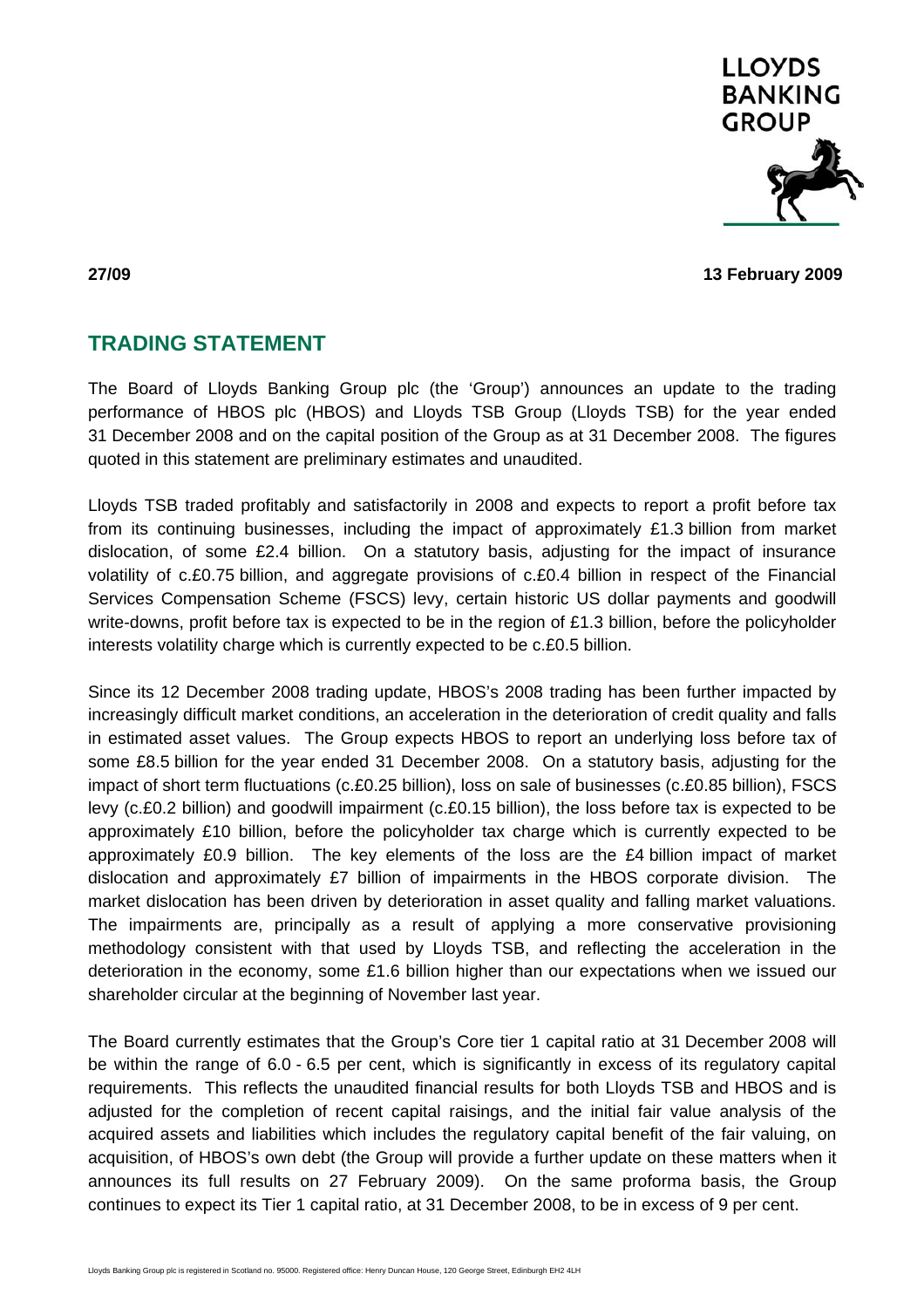**27/09** **13 February 2009**

## TRADING STATEMENT

The Board of Lloyds Banking Group plc (the 'Group') announces an update to the trading performance of HBOS plc (HBOS) and Lloyds TSB Group (Lloyds TSB) for the year ended 31 December 2008 and on the capital position of the Group as at 31 December 2008. The figures quoted in this statement are preliminary estimates and unaudited.

Lloyds TSB traded profitably and satisfactorily in 2008 and expects to report a profit before tax from its continuing businesses, including the impact of approximately £1.3 billion from market dislocation, of some £2.4 billion. On a statutory basis, adjusting for the impact of insurance volatility of c.£0.75 billion, and aggregate provisions of c.£0.4 billion in respect of the Financial Services Compensation Scheme (FSCS) levy, certain historic US dollar payments and goodwill write-downs, profit before tax is expected to be in the region of £1.3 billion, before the policyholder interests volatility charge which is currently expected to be c.£0.5 billion.

Since its 12 December 2008 trading update, HBOS's 2008 trading has been further impacted by increasingly difficult market conditions, an acceleration in the deterioration of credit quality and falls in estimated asset values. The Group expects HBOS to report an underlying loss before tax of some £8.5 billion for the year ended 31 December 2008. On a statutory basis, adjusting for the impact of short term fluctuations (c.£0.25 billion), loss on sale of businesses (c.£0.85 billion), FSCS levy (c.£0.2 billion) and goodwill impairment (c.£0.15 billion), the loss before tax is expected to be approximately £10 billion, before the policyholder tax charge which is currently expected to be approximately £0.9 billion. The key elements of the loss are the £4 billion impact of market dislocation and approximately £7 billion of impairments in the HBOS corporate division. The market dislocation has been driven by deterioration in asset quality and falling market valuations. The impairments are, principally as a result of applying a more conservative provisioning methodology consistent with that used by Lloyds TSB, and reflecting the acceleration in the deterioration in the economy, some £1.6 billion higher than our expectations when we issued our shareholder circular at the beginning of November last year.

The Board currently estimates that the Group's Core tier 1 capital ratio at 31 December 2008 will be within the range of 6.0 - 6.5 per cent, which is significantly in excess of its regulatory capital requirements. This reflects the unaudited financial results for both Lloyds TSB and HBOS and is adjusted for the completion of recent capital raisings, and the initial fair value analysis of the acquired assets and liabilities which includes the regulatory capital benefit of the fair valuing, on acquisition, of HBOS's own debt (the Group will provide a further update on these matters when it announces its full results on 27 February 2009). On the same proforma basis, the Group continues to expect its Tier 1 capital ratio, at 31 December 2008, to be in excess of 9 per cent.

Lloyds Banking Group plc is registered in Scotland no. 95000. Registered office: Henry Duncan House, 120 George Street, Edinburgh EH2 4LH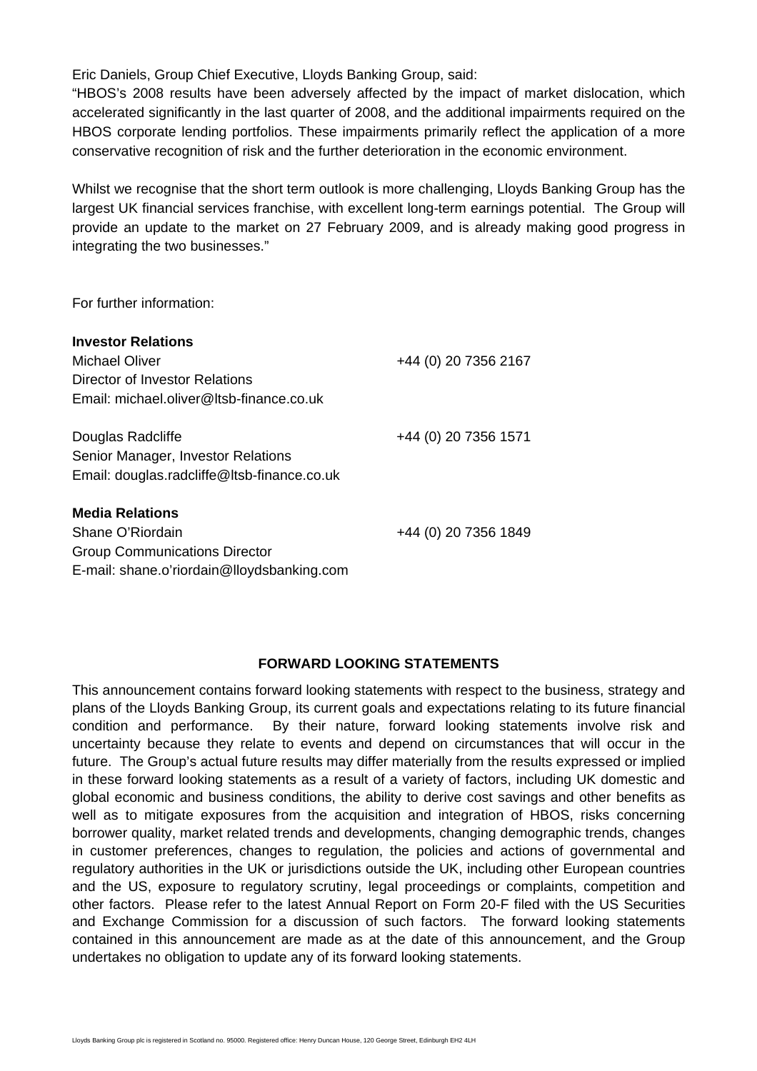Eric Daniels, Group Chief Executive, Lloyds Banking Group, said:

"HBOS's 2008 results have been adversely affected by the impact of market dislocation, which accelerated significantly in the last quarter of 2008, and the additional impairments required on the HBOS corporate lending portfolios. These impairments primarily reflect the application of a more conservative recognition of risk and the further deterioration in the economic environment.

Whilst we recognise that the short term outlook is more challenging, Lloyds Banking Group has the largest UK financial services franchise, with excellent long-term earnings potential. The Group will provide an update to the market on 27 February 2009, and is already making good progress in integrating the two businesses."

For further information:

**Investor Relations**

Michael Oliver — +44 (0) 20 7356 2167
Director of Investor Relations
Email: michael.oliver@ltsb-finance.co.uk

Douglas Radcliffe — +44 (0) 20 7356 1571
Senior Manager, Investor Relations
Email: douglas.radcliffe@ltsb-finance.co.uk

**Media Relations**

Shane O'Riordain — +44 (0) 20 7356 1849
Group Communications Director
E-mail: shane.o'riordain@lloydsbanking.com

**FORWARD LOOKING STATEMENTS**

This announcement contains forward looking statements with respect to the business, strategy and plans of the Lloyds Banking Group, its current goals and expectations relating to its future financial condition and performance. By their nature, forward looking statements involve risk and uncertainty because they relate to events and depend on circumstances that will occur in the future. The Group's actual future results may differ materially from the results expressed or implied in these forward looking statements as a result of a variety of factors, including UK domestic and global economic and business conditions, the ability to derive cost savings and other benefits as well as to mitigate exposures from the acquisition and integration of HBOS, risks concerning borrower quality, market related trends and developments, changing demographic trends, changes in customer preferences, changes to regulation, the policies and actions of governmental and regulatory authorities in the UK or jurisdictions outside the UK, including other European countries and the US, exposure to regulatory scrutiny, legal proceedings or complaints, competition and other factors. Please refer to the latest Annual Report on Form 20-F filed with the US Securities and Exchange Commission for a discussion of such factors. The forward looking statements contained in this announcement are made as at the date of this announcement, and the Group undertakes no obligation to update any of its forward looking statements.

Lloyds Banking Group plc is registered in Scotland no. 95000. Registered office: Henry Duncan House, 120 George Street, Edinburgh EH2 4LH